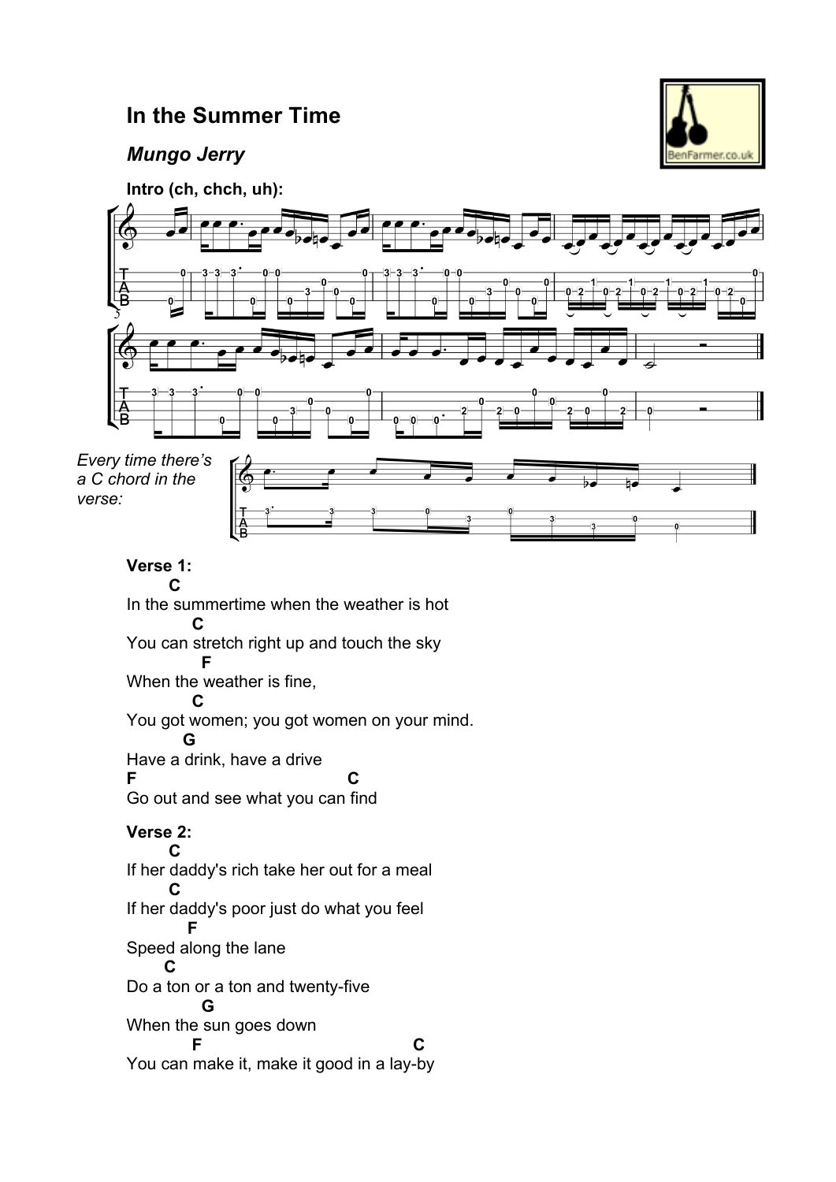# In the Summer Time

## *Mungo Jerry*

**Intro (ch, chch, uh):**

*Every time there's a C chord in the verse:*

**Verse 1:**

```
       C
In the summertime when the weather is hot
           C
You can stretch right up and touch the sky
            F
When the weather is fine,
           C
You got women; you got women on your mind.
         G
Have a drink, have a drive
F                                  C
Go out and see what you can find
```

**Verse 2:**

```
       C
If her daddy's rich take her out for a meal
       C
If her daddy's poor just do what you feel
          F
Speed along the lane
      C
Do a ton or a ton and twenty-five
             G
When the sun goes down
           F                              C
You can make it, make it good in a lay-by
```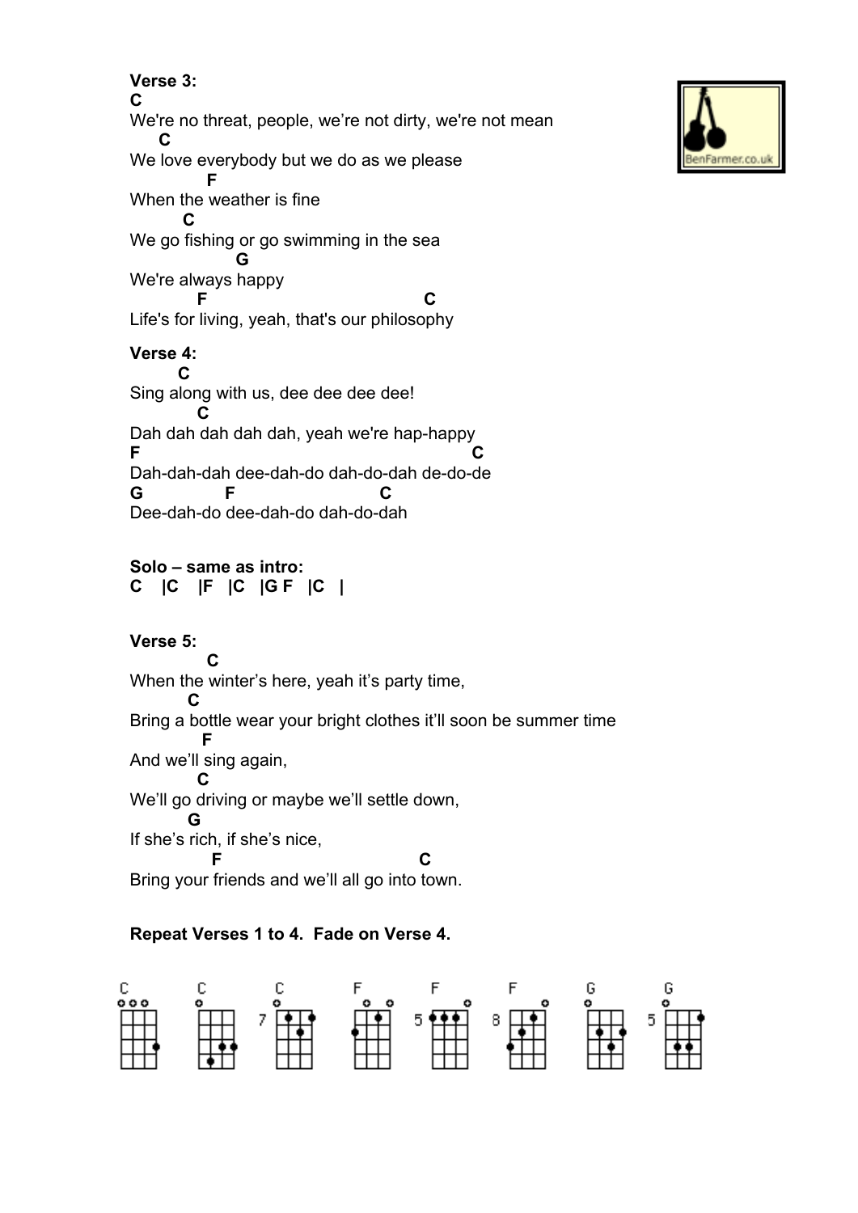**Verse 3:**

```
C
We're no threat, people, we're not dirty, we're not mean
     C
We love everybody but we do as we please
            F
When the weather is fine
        C
We go fishing or go swimming in the sea
                G
We're always happy
          F                               C
Life's for living, yeah, that's our philosophy
```

**Verse 4:**

```
       C
Sing along with us, dee dee dee dee!
          C
Dah dah dah dah dah, yeah we're hap-happy
F                                          C
Dah-dah-dah dee-dah-do dah-do-dah de-do-de
G             F                      C
Dee-dah-do dee-dah-do dah-do-dah
```

**Solo – same as intro:**
**C |C |F |C |G F |C |**

**Verse 5:**

```
            C
When the winter's here, yeah it's party time,
         C
Bring a bottle wear your bright clothes it'll soon be summer time
           F
And we'll sing again,
          C
We'll go driving or maybe we'll settle down,
         G
If she's rich, if she's nice,
             F                              C
Bring your friends and we'll all go into town.
```

**Repeat Verses 1 to 4. Fade on Verse 4.**

C C C F F F G G